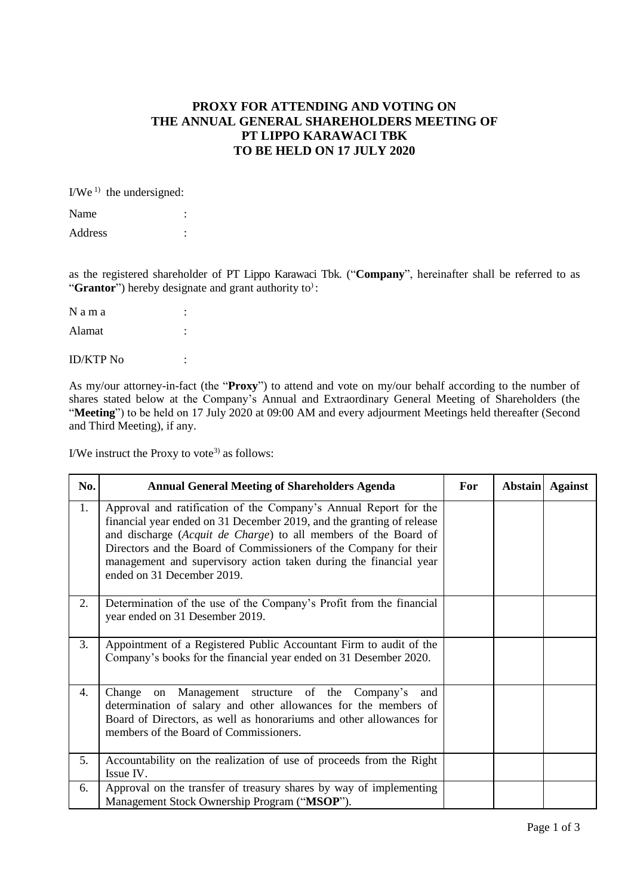**PROXY FOR ATTENDING AND VOTING ON THE ANNUAL GENERAL SHAREHOLDERS MEETING OF PT LIPPO KARAWACI TBK TO BE HELD ON 17 JULY 2020**

I/We [1] the undersigned:

Name :

Address :

as the registered shareholder of PT Lippo Karawaci Tbk. ("**Company**", hereinafter shall be referred to as "**Grantor**") hereby designate and grant authority to[]:

N a m a :

Alamat :

ID/KTP No :

As my/our attorney-in-fact (the "**Proxy**") to attend and vote on my/our behalf according to the number of shares stated below at the Company's Annual and Extraordinary General Meeting of Shareholders (the "**Meeting**") to be held on 17 July 2020 at 09:00 AM and every adjourment Meetings held thereafter (Second and Third Meeting), if any.

I/We instruct the Proxy to vote[3] as follows:

| No. | Annual General Meeting of Shareholders Agenda | For | Abstain | Against |
|---|---|---|---|---|
| 1. | Approval and ratification of the Company's Annual Report for the financial year ended on 31 December 2019, and the granting of release and discharge (*Acquit de Charge*) to all members of the Board of Directors and the Board of Commissioners of the Company for their management and supervisory action taken during the financial year ended on 31 December 2019. | | | |
| 2. | Determination of the use of the Company's Profit from the financial year ended on 31 Desember 2019. | | | |
| 3. | Appointment of a Registered Public Accountant Firm to audit of the Company's books for the financial year ended on 31 Desember 2020. | | | |
| 4. | Change on Management structure of the Company's and determination of salary and other allowances for the members of Board of Directors, as well as honorariums and other allowances for members of the Board of Commissioners. | | | |
| 5. | Accountability on the realization of use of proceeds from the Right Issue IV. | | | |
| 6. | Approval on the transfer of treasury shares by way of implementing Management Stock Ownership Program ("**MSOP**"). | | | |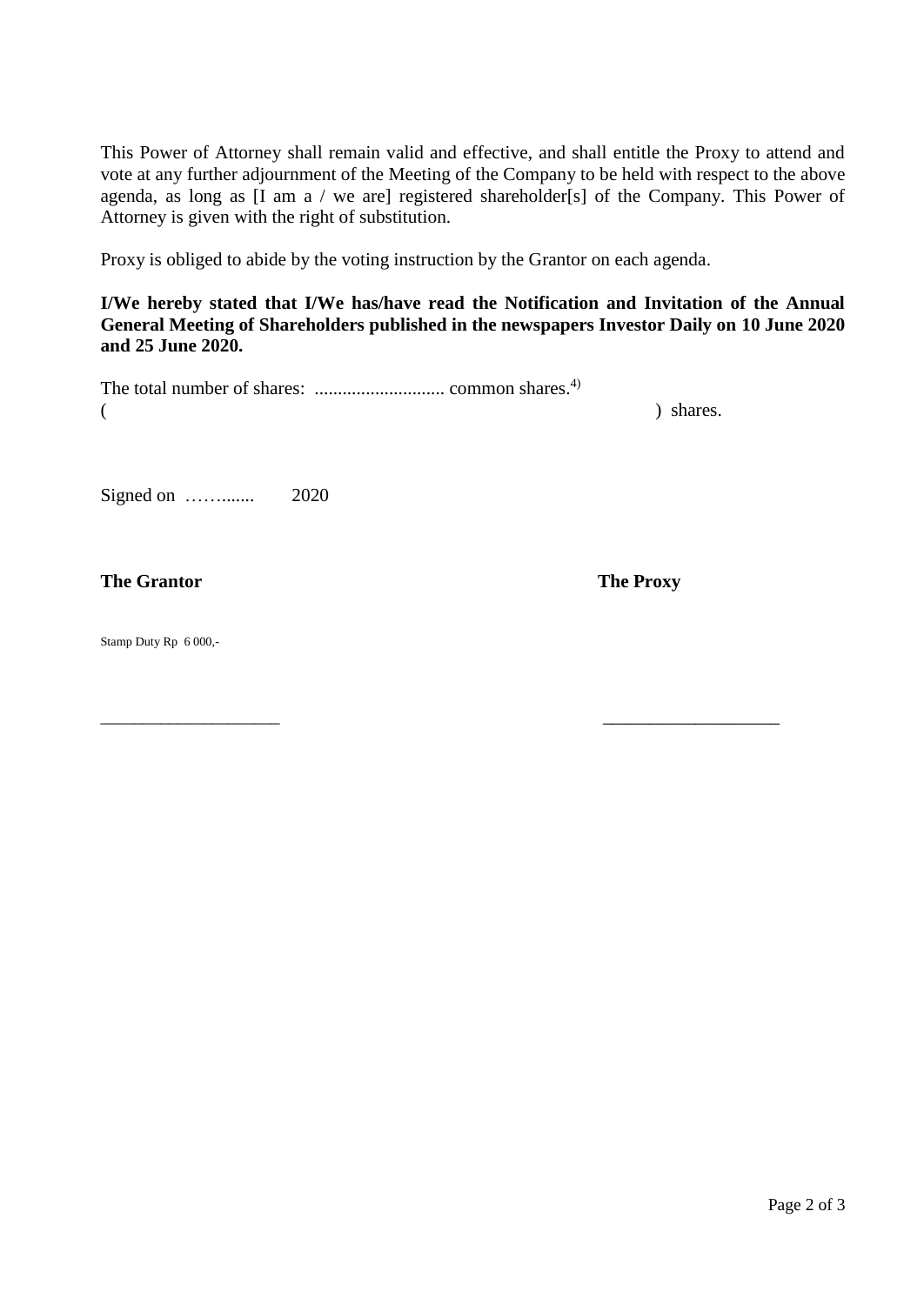This Power of Attorney shall remain valid and effective, and shall entitle the Proxy to attend and vote at any further adjournment of the Meeting of the Company to be held with respect to the above agenda, as long as [I am a / we are] registered shareholder[s] of the Company. This Power of Attorney is given with the right of substitution.

Proxy is obliged to abide by the voting instruction by the Grantor on each agenda.

**I/We hereby stated that I/We has/have read the Notification and Invitation of the Annual General Meeting of Shareholders published in the newspapers Investor Daily on 10 June 2020 and 25 June 2020.**

The total number of shares: ............................ common shares.[4)]
( ) shares.

Signed on ……....... 2020

**The Grantor** **The Proxy**

Stamp Duty Rp 6 000,-

____________________ ____________________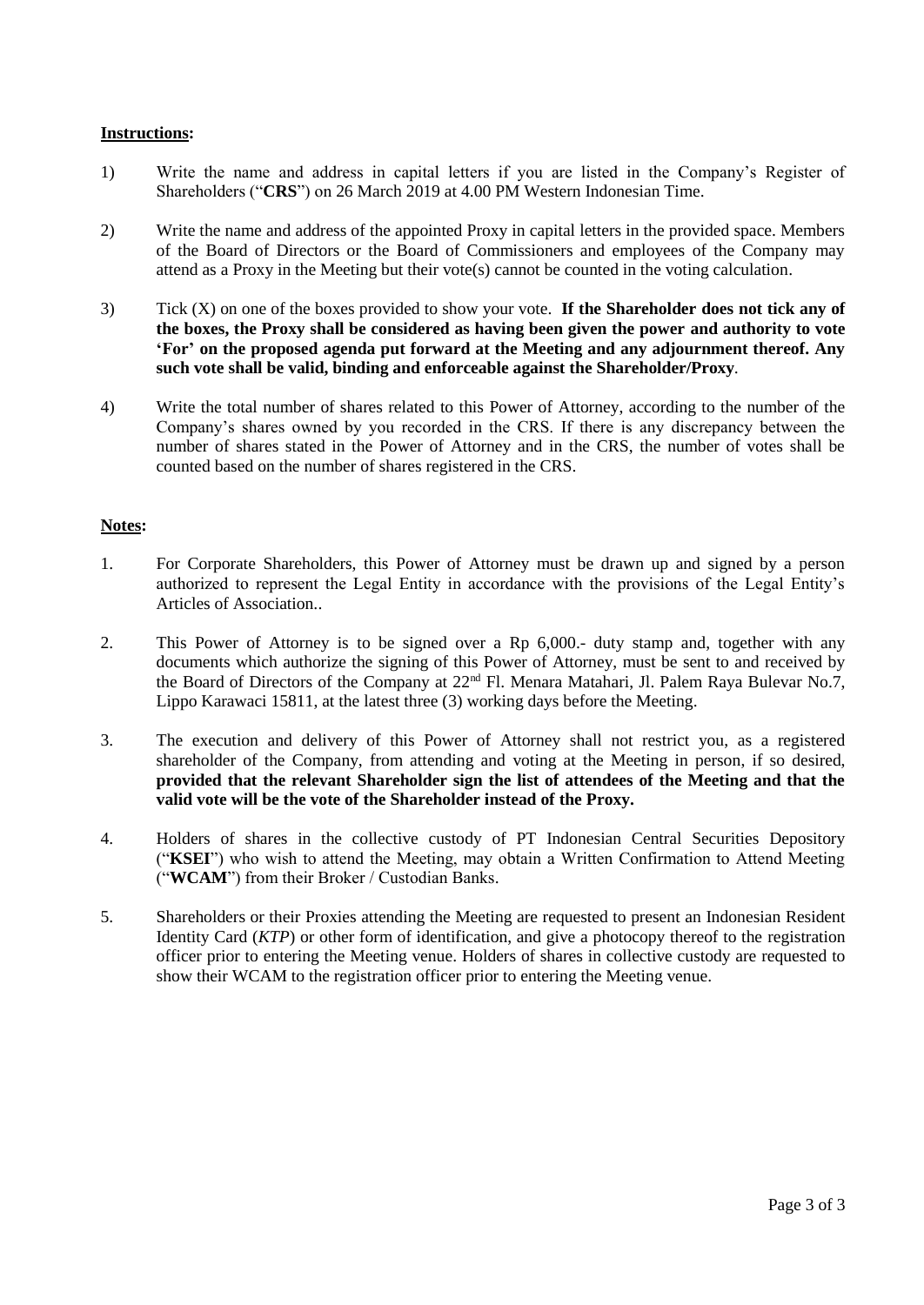**<u>Instructions</u>:**

1) Write the name and address in capital letters if you are listed in the Company's Register of Shareholders ("**CRS**") on 26 March 2019 at 4.00 PM Western Indonesian Time.

2) Write the name and address of the appointed Proxy in capital letters in the provided space. Members of the Board of Directors or the Board of Commissioners and employees of the Company may attend as a Proxy in the Meeting but their vote(s) cannot be counted in the voting calculation.

3) Tick (X) on one of the boxes provided to show your vote. **If the Shareholder does not tick any of the boxes, the Proxy shall be considered as having been given the power and authority to vote 'For' on the proposed agenda put forward at the Meeting and any adjournment thereof. Any such vote shall be valid, binding and enforceable against the Shareholder/Proxy**.

4) Write the total number of shares related to this Power of Attorney, according to the number of the Company's shares owned by you recorded in the CRS. If there is any discrepancy between the number of shares stated in the Power of Attorney and in the CRS, the number of votes shall be counted based on the number of shares registered in the CRS.

**<u>Notes</u>:**

1. For Corporate Shareholders, this Power of Attorney must be drawn up and signed by a person authorized to represent the Legal Entity in accordance with the provisions of the Legal Entity's Articles of Association..

2. This Power of Attorney is to be signed over a Rp 6,000.- duty stamp and, together with any documents which authorize the signing of this Power of Attorney, must be sent to and received by the Board of Directors of the Company at 22nd Fl. Menara Matahari, Jl. Palem Raya Bulevar No.7, Lippo Karawaci 15811, at the latest three (3) working days before the Meeting.

3. The execution and delivery of this Power of Attorney shall not restrict you, as a registered shareholder of the Company, from attending and voting at the Meeting in person, if so desired, **provided that the relevant Shareholder sign the list of attendees of the Meeting and that the valid vote will be the vote of the Shareholder instead of the Proxy.**

4. Holders of shares in the collective custody of PT Indonesian Central Securities Depository ("**KSEI**") who wish to attend the Meeting, may obtain a Written Confirmation to Attend Meeting ("**WCAM**") from their Broker / Custodian Banks.

5. Shareholders or their Proxies attending the Meeting are requested to present an Indonesian Resident Identity Card (*KTP*) or other form of identification, and give a photocopy thereof to the registration officer prior to entering the Meeting venue. Holders of shares in collective custody are requested to show their WCAM to the registration officer prior to entering the Meeting venue.